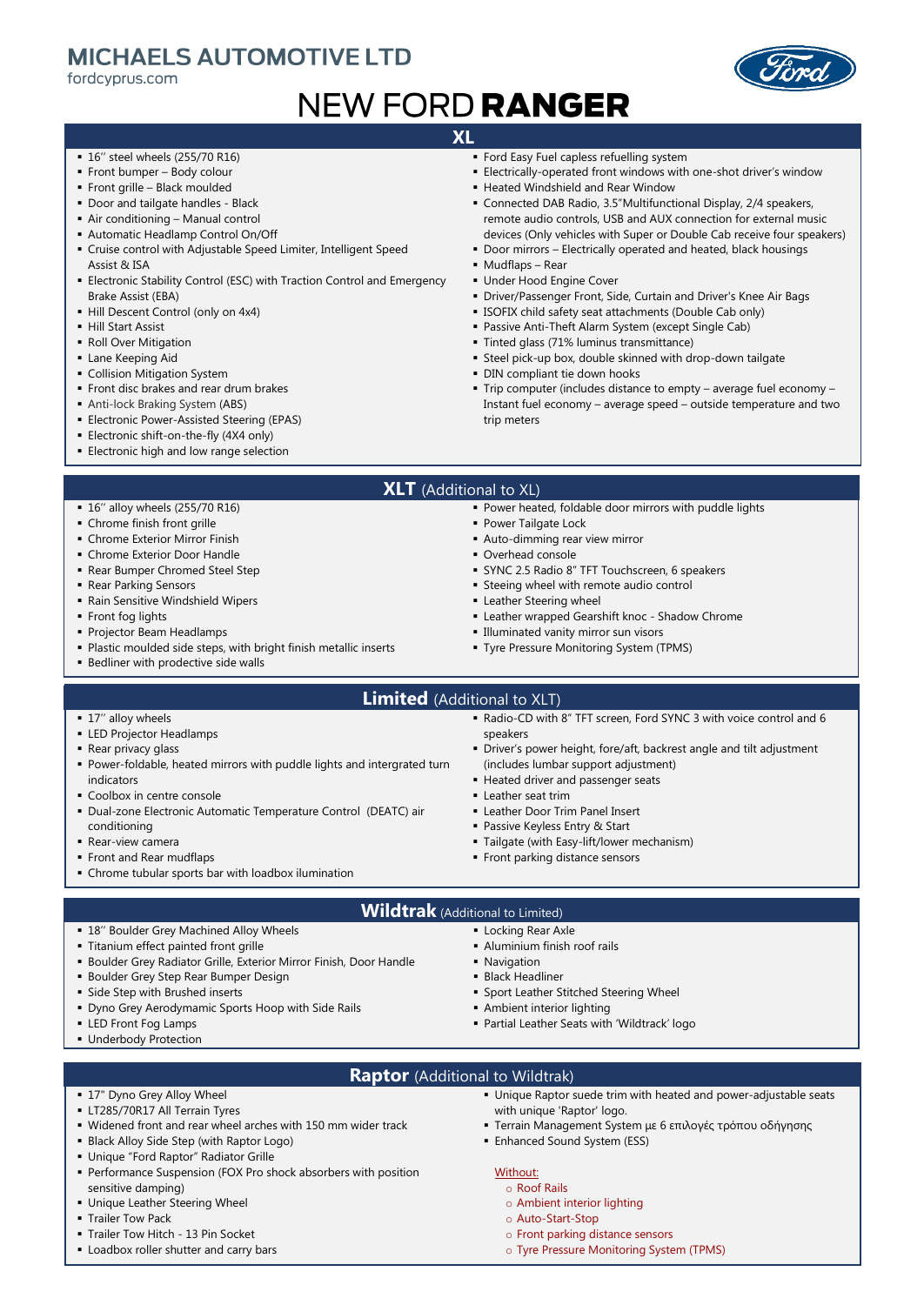# MICHAELS AUTOMOTIVE LTD

fordcyprus.com

# NEW FORD **RANGER**

## XL

- 16'' steel wheels (255/70 R16)
- Front bumper – Body colour
- Front grille – Black moulded
- Door and tailgate handles - Black
- Air conditioning – Manual control
- Automatic Headlamp Control On/Off
- Cruise control with Adjustable Speed Limiter, Intelligent Speed Assist & ISA
- Electronic Stability Control (ESC) with Traction Control and Emergency Brake Assist (EBA)
- Hill Descent Control (only on 4x4)
- Hill Start Assist
- Roll Over Mitigation
- Lane Keeping Aid
- Collision Mitigation System
- Front disc brakes and rear drum brakes
- Anti-lock Braking System (ABS)
- Electronic Power-Assisted Steering (EPAS)
- Electronic shift-on-the-fly (4X4 only)
- Electronic high and low range selection
- Ford Easy Fuel capless refuelling system
- Electrically-operated front windows with one-shot driver's window
- Heated Windshield and Rear Window
- Connected DAB Radio, 3.5"Multifunctional Display, 2/4 speakers, remote audio controls, USB and AUX connection for external music devices (Only vehicles with Super or Double Cab receive four speakers)
- Door mirrors – Electrically operated and heated, black housings
- Mudflaps – Rear
- Under Hood Engine Cover
- Driver/Passenger Front, Side, Curtain and Driver's Knee Air Bags
- ISOFIX child safety seat attachments (Double Cab only)
- Passive Anti-Theft Alarm System (except Single Cab)
- Tinted glass (71% luminus transmittance)
- Steel pick-up box, double skinned with drop-down tailgate
- DIN compliant tie down hooks
- Trip computer (includes distance to empty – average fuel economy – Instant fuel economy – average speed – outside temperature and two trip meters

## XLT (Additional to XL)

- 16'' alloy wheels (255/70 R16)
- Chrome finish front grille
- Chrome Exterior Mirror Finish
- Chrome Exterior Door Handle
- Rear Bumper Chromed Steel Step
- Rear Parking Sensors
- Rain Sensitive Windshield Wipers
- Front fog lights
- Projector Beam Headlamps
- Plastic moulded side steps, with bright finish metallic inserts
- Bedliner with prodective side walls
- Power heated, foldable door mirrors with puddle lights
- Power Tailgate Lock
- Auto-dimming rear view mirror
- Overhead console
- SYNC 2.5 Radio 8" TFT Touchscreen, 6 speakers
- Steeing wheel with remote audio control
- Leather Steering wheel
- Leather wrapped Gearshift knoc - Shadow Chrome
- Illuminated vanity mirror sun visors
- Tyre Pressure Monitoring System (TPMS)

## Limited (Additional to XLT)

- 17'' alloy wheels
- LED Projector Headlamps
- Rear privacy glass
- Power-foldable, heated mirrors with puddle lights and intergrated turn indicators
- Coolbox in centre console
- Dual-zone Electronic Automatic Temperature Control (DEATC) air conditioning
- Rear-view camera
- Front and Rear mudflaps
- Chrome tubular sports bar with loadbox ilumination
- Radio-CD with 8" TFT screen, Ford SYNC 3 with voice control and 6 speakers
- Driver's power height, fore/aft, backrest angle and tilt adjustment (includes lumbar support adjustment)
- Heated driver and passenger seats
- Leather seat trim
- Leather Door Trim Panel Insert
- Passive Keyless Entry & Start
- Tailgate (with Easy-lift/lower mechanism)
- Front parking distance sensors

## Wildtrak (Additional to Limited)

- 18'' Boulder Grey Machined Alloy Wheels
- Titanium effect painted front grille
- Boulder Grey Radiator Grille, Exterior Mirror Finish, Door Handle
- Boulder Grey Step Rear Bumper Design
- Side Step with Brushed inserts
- Dyno Grey Aerodymamic Sports Hoop with Side Rails
- LED Front Fog Lamps
- Underbody Protection
- Locking Rear Axle
- Aluminium finish roof rails
- Navigation
- Black Headliner
- Sport Leather Stitched Steering Wheel
- Ambient interior lighting
- Partial Leather Seats with 'Wildtrack' logo

## Raptor (Additional to Wildtrak)

- 17" Dyno Grey Alloy Wheel
- LT285/70R17 All Terrain Tyres
- Widened front and rear wheel arches with 150 mm wider track
- Black Alloy Side Step (with Raptor Logo)
- Unique "Ford Raptor" Radiator Grille
- Performance Suspension (FOX Pro shock absorbers with position sensitive damping)
- Unique Leather Steering Wheel
- Trailer Tow Pack
- Trailer Tow Hitch - 13 Pin Socket
- Loadbox roller shutter and carry bars
- Unique Raptor suede trim with heated and power-adjustable seats with unique 'Raptor' logo.
- Terrain Management System με 6 επιλογές τρόπου οδήγησης
- Enhanced Sound System (ESS)

Without:

- Roof Rails
- Ambient interior lighting
- Auto-Start-Stop
- Front parking distance sensors
- Tyre Pressure Monitoring System (TPMS)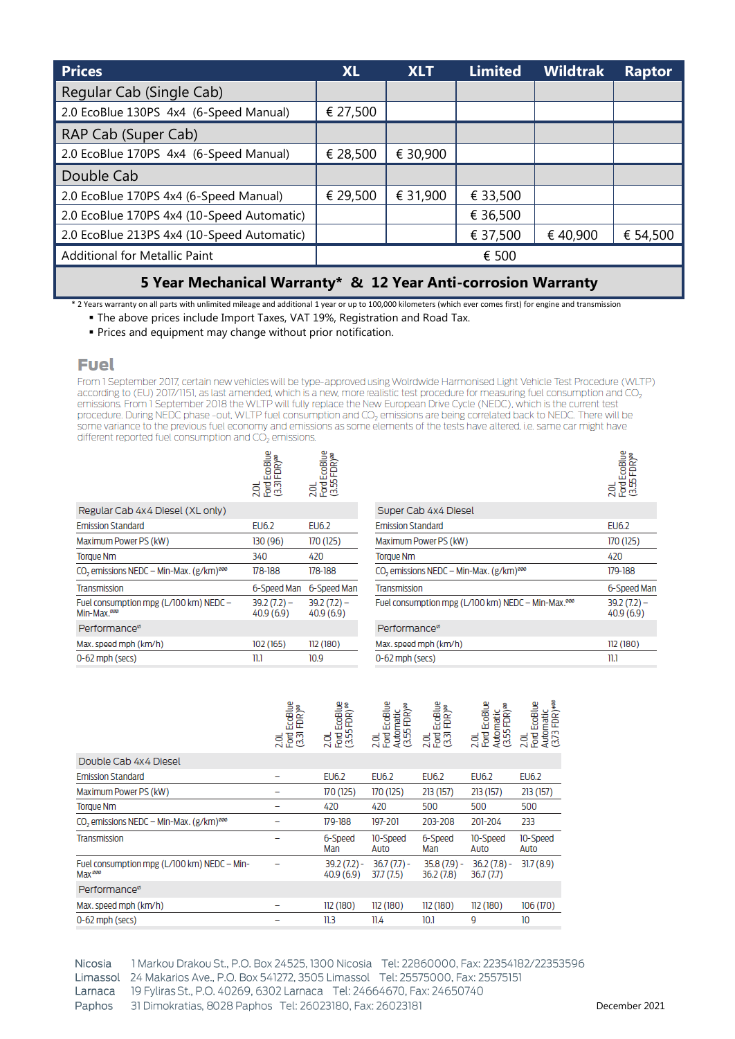| Prices | XL | XLT | Limited | Wildtrak | Raptor |
|---|---|---|---|---|---|
| **Regular Cab (Single Cab)** | | | | | |
| 2.0 EcoBlue 130PS 4x4 (6-Speed Manual) | € 27,500 | | | | |
| **RAP Cab (Super Cab)** | | | | | |
| 2.0 EcoBlue 170PS 4x4 (6-Speed Manual) | € 28,500 | € 30,900 | | | |
| **Double Cab** | | | | | |
| 2.0 EcoBlue 170PS 4x4 (6-Speed Manual) | € 29,500 | € 31,900 | € 33,500 | | |
| 2.0 EcoBlue 170PS 4x4 (10-Speed Automatic) | | | € 36,500 | | |
| 2.0 EcoBlue 213PS 4x4 (10-Speed Automatic) | | | € 37,500 | € 40,900 | € 54,500 |
| Additional for Metallic Paint | € 500 | | | | |

**5 Year Mechanical Warranty\* & 12 Year Anti-corrosion Warranty**

\* 2 Years warranty on all parts with unlimited mileage and additional 1 year or up to 100,000 kilometers (which ever comes first) for engine and transmission

- The above prices include Import Taxes, VAT 19%, Registration and Road Tax.
- Prices and equipment may change without prior notification.

## Fuel

From 1 September 2017, certain new vehicles will be type-approved using Worldwide Harmonised Light Vehicle Test Procedure (WLTP) according to (EU) 2017/1151, as last amended, which is a new, more realistic test procedure for measuring fuel consumption and $CO_2$ emissions. From 1 September 2018 the WLTP will fully replace the New European Drive Cycle (NEDC), which is the current test procedure. During NEDC phase -out, WLTP fuel consumption and $CO_2$ emissions are being correlated back to NEDC. There will be some variance to the previous fuel economy and emissions as some elements of the tests have altered, i.e. same car might have different reported fuel consumption and $CO_2$ emissions.

| Regular Cab 4x4 Diesel (XL only) | 2.0L Ford EcoBlue (3.31 FDR)[ØØ] | 2.0L Ford EcoBlue (3.55 FDR)[ØØ] |
|---|---|---|
| Emission Standard | EU6.2 | EU6.2 |
| Maximum Power PS (kW) | 130 (96) | 170 (125) |
| Torque Nm | 340 | 420 |
| $CO_2$ emissions NEDC – Min-Max. (g/km)[ØØØ] | 178-188 | 178-188 |
| Transmission | 6-Speed Man | 6-Speed Man |
| Fuel consumption mpg (L/100 km) NEDC – Min-Max.[ØØØ] | 39.2 (7.2) – 40.9 (6.9) | 39.2 (7.2) – 40.9 (6.9) |
| **Performance[Ø]** | | |
| Max. speed mph (km/h) | 102 (165) | 112 (180) |
| 0-62 mph (secs) | 11.1 | 10.9 |

| Super Cab 4x4 Diesel | 2.0L Ford EcoBlue (3.55 FDR)[ØØ] |
|---|---|
| Emission Standard | EU6.2 |
| Maximum Power PS (kW) | 170 (125) |
| Torque Nm | 420 |
| $CO_2$ emissions NEDC – Min-Max. (g/km)[ØØØ] | 179-188 |
| Transmission | 6-Speed Man |
| Fuel consumption mpg (L/100 km) NEDC – Min-Max.[ØØØ] | 39.2 (7.2) – 40.9 (6.9) |
| **Performance[Ø]** | |
| Max. speed mph (km/h) | 112 (180) |
| 0-62 mph (secs) | 11.1 |

| Double Cab 4x4 Diesel | 2.0L Ford EcoBlue (3.31 FDR)[ØØ] | 2.0L Ford EcoBlue (3.55 FDR)[ØØ] | 2.0L Ford EcoBlue Automatic (3.55 FDR)[ØØ] | 2.0L Ford EcoBlue (3.31 FDR)[ØØ] | 2.0L Ford EcoBlue Automatic (3.55 FDR)[ØØ] | 2.0L Ford EcoBlue Automatic (3.73 FDR)[ØØ] |
|---|---|---|---|---|---|---|
| Emission Standard | – | EU6.2 | EU6.2 | EU6.2 | EU6.2 | EU6.2 |
| Maximum Power PS (kW) | – | 170 (125) | 170 (125) | 213 (157) | 213 (157) | 213 (157) |
| Torque Nm | – | 420 | 420 | 500 | 500 | 500 |
| $CO_2$ emissions NEDC – Min-Max. (g/km)[ØØØ] | – | 179-188 | 197-201 | 203-208 | 201-204 | 233 |
| Transmission | – | 6-Speed Man | 10-Speed Auto | 6-Speed Man | 10-Speed Auto | 10-Speed Auto |
| Fuel consumption mpg (L/100 km) NEDC – Min-Max[ØØØ] | – | 39.2 (7.2) - 40.9 (6.9) | 36.7 (7.7) - 37.7 (7.5) | 35.8 (7.9) - 36.2 (7.8) | 36.2 (7.8) - 36.7 (7.7) | 31.7 (8.9) |
| **Performance[Ø]** | | | | | | |
| Max. speed mph (km/h) | – | 112 (180) | 112 (180) | 112 (180) | 112 (180) | 106 (170) |
| 0-62 mph (secs) | – | 11.3 | 11.4 | 10.1 | 9 | 10 |

Nicosia 1 Markou Drakou St., P.O. Box 24525, 1300 Nicosia Tel: 22860000, Fax: 22354182/22353596
Limassol 24 Makarios Ave., P.O. Box 541272, 3505 Limassol Tel: 25575000, Fax: 25575151
Larnaca 19 Fyliras St., P.O. 40269, 6302 Larnaca Tel: 24664670, Fax: 24650740
Paphos 31 Dimokratias, 8028 Paphos Tel: 26023180, Fax: 26023181

December 2021